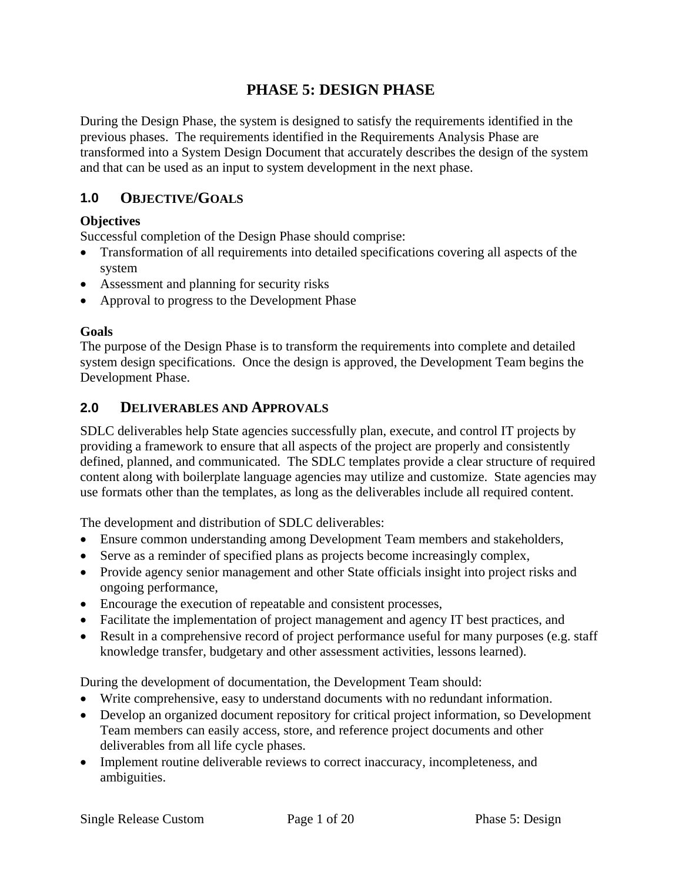# PHASE 5: DESIGN PHASE

During the Design Phase, the system is designed to satisfy the requirements identified in the previous phases. The requirements identified in the Requirements Analysis Phase are transformed into a System Design Document that accurately describes the design of the system and that can be used as an input to system development in the next phase.

## 1.0 OBJECTIVE/GOALS

**Objectives**
Successful completion of the Design Phase should comprise:

- Transformation of all requirements into detailed specifications covering all aspects of the system
- Assessment and planning for security risks
- Approval to progress to the Development Phase

**Goals**
The purpose of the Design Phase is to transform the requirements into complete and detailed system design specifications. Once the design is approved, the Development Team begins the Development Phase.

## 2.0 DELIVERABLES AND APPROVALS

SDLC deliverables help State agencies successfully plan, execute, and control IT projects by providing a framework to ensure that all aspects of the project are properly and consistently defined, planned, and communicated. The SDLC templates provide a clear structure of required content along with boilerplate language agencies may utilize and customize. State agencies may use formats other than the templates, as long as the deliverables include all required content.

The development and distribution of SDLC deliverables:

- Ensure common understanding among Development Team members and stakeholders,
- Serve as a reminder of specified plans as projects become increasingly complex,
- Provide agency senior management and other State officials insight into project risks and ongoing performance,
- Encourage the execution of repeatable and consistent processes,
- Facilitate the implementation of project management and agency IT best practices, and
- Result in a comprehensive record of project performance useful for many purposes (e.g. staff knowledge transfer, budgetary and other assessment activities, lessons learned).

During the development of documentation, the Development Team should:

- Write comprehensive, easy to understand documents with no redundant information.
- Develop an organized document repository for critical project information, so Development Team members can easily access, store, and reference project documents and other deliverables from all life cycle phases.
- Implement routine deliverable reviews to correct inaccuracy, incompleteness, and ambiguities.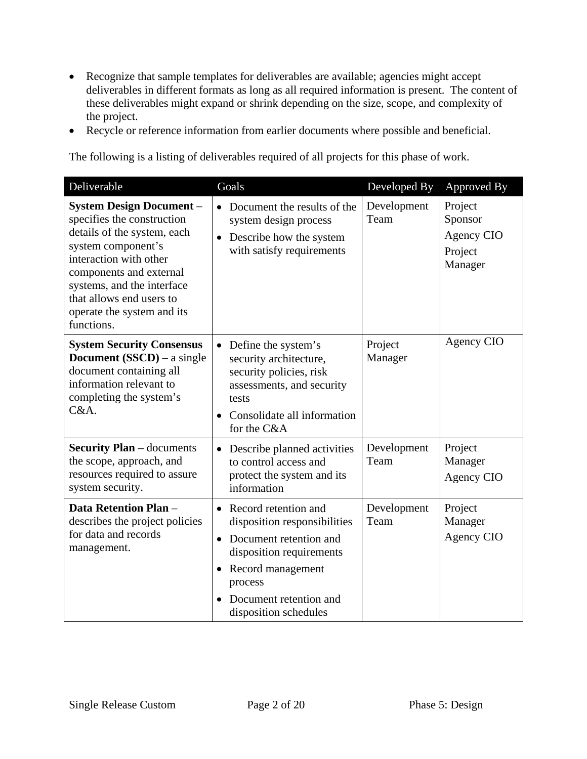- Recognize that sample templates for deliverables are available; agencies might accept deliverables in different formats as long as all required information is present. The content of these deliverables might expand or shrink depending on the size, scope, and complexity of the project.
- Recycle or reference information from earlier documents where possible and beneficial.

The following is a listing of deliverables required of all projects for this phase of work.

| Deliverable | Goals | Developed By | Approved By |
|---|---|---|---|
| **System Design Document** – specifies the construction details of the system, each system component's interaction with other components and external systems, and the interface that allows end users to operate the system and its functions. | • Document the results of the system design process<br>• Describe how the system with satisfy requirements | Development Team | Project Sponsor<br>Agency CIO<br>Project Manager |
| **System Security Consensus Document (SSCD)** – a single document containing all information relevant to completing the system's C&A. | • Define the system's security architecture, security policies, risk assessments, and security tests<br>• Consolidate all information for the C&A | Project Manager | Agency CIO |
| **Security Plan** – documents the scope, approach, and resources required to assure system security. | • Describe planned activities to control access and protect the system and its information | Development Team | Project Manager<br>Agency CIO |
| **Data Retention Plan** – describes the project policies for data and records management. | • Record retention and disposition responsibilities<br>• Document retention and disposition requirements<br>• Record management process<br>• Document retention and disposition schedules | Development Team | Project Manager<br>Agency CIO |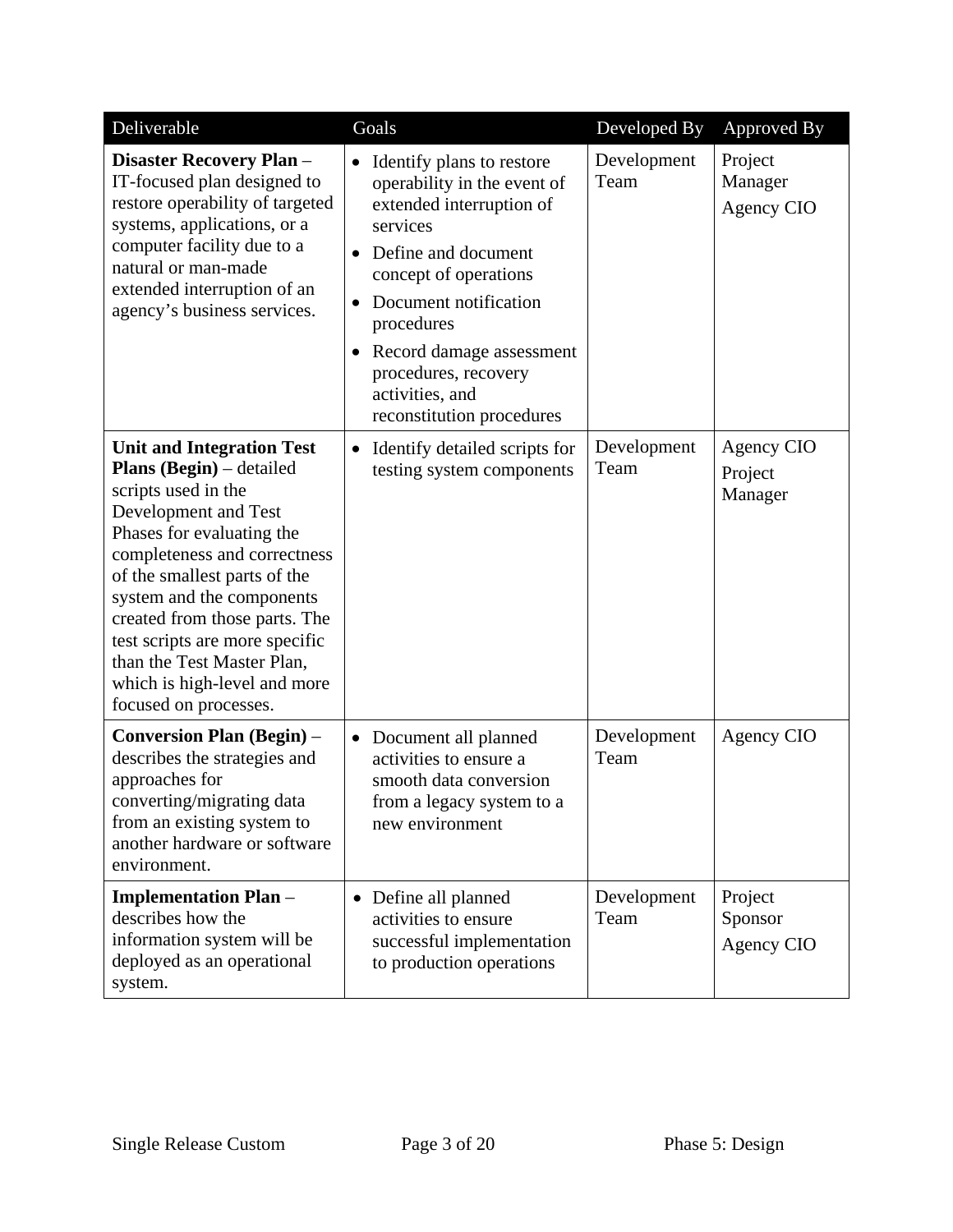| Deliverable | Goals | Developed By | Approved By |
|---|---|---|---|
| **Disaster Recovery Plan** – IT-focused plan designed to restore operability of targeted systems, applications, or a computer facility due to a natural or man-made extended interruption of an agency's business services. | • Identify plans to restore operability in the event of extended interruption of services<br>• Define and document concept of operations<br>• Document notification procedures<br>• Record damage assessment procedures, recovery activities, and reconstitution procedures | Development Team | Project Manager<br>Agency CIO |
| **Unit and Integration Test Plans (Begin)** – detailed scripts used in the Development and Test Phases for evaluating the completeness and correctness of the smallest parts of the system and the components created from those parts. The test scripts are more specific than the Test Master Plan, which is high-level and more focused on processes. | • Identify detailed scripts for testing system components | Development Team | Agency CIO<br>Project Manager |
| **Conversion Plan (Begin)** – describes the strategies and approaches for converting/migrating data from an existing system to another hardware or software environment. | • Document all planned activities to ensure a smooth data conversion from a legacy system to a new environment | Development Team | Agency CIO |
| **Implementation Plan** – describes how the information system will be deployed as an operational system. | • Define all planned activities to ensure successful implementation to production operations | Development Team | Project Sponsor<br>Agency CIO |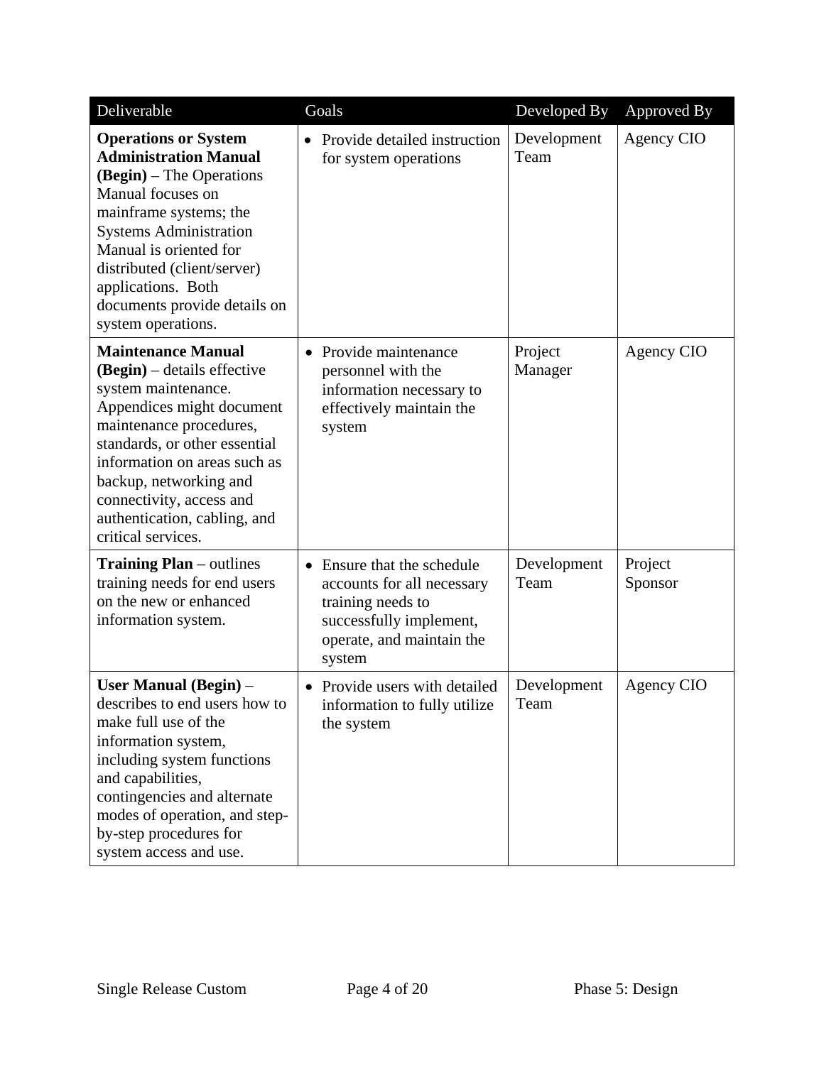| Deliverable | Goals | Developed By | Approved By |
| --- | --- | --- | --- |
| **Operations or System Administration Manual (Begin)** – The Operations Manual focuses on mainframe systems; the Systems Administration Manual is oriented for distributed (client/server) applications. Both documents provide details on system operations. | • Provide detailed instruction for system operations | Development Team | Agency CIO |
| **Maintenance Manual (Begin)** – details effective system maintenance. Appendices might document maintenance procedures, standards, or other essential information on areas such as backup, networking and connectivity, access and authentication, cabling, and critical services. | • Provide maintenance personnel with the information necessary to effectively maintain the system | Project Manager | Agency CIO |
| **Training Plan** – outlines training needs for end users on the new or enhanced information system. | • Ensure that the schedule accounts for all necessary training needs to successfully implement, operate, and maintain the system | Development Team | Project Sponsor |
| **User Manual (Begin)** – describes to end users how to make full use of the information system, including system functions and capabilities, contingencies and alternate modes of operation, and step-by-step procedures for system access and use. | • Provide users with detailed information to fully utilize the system | Development Team | Agency CIO |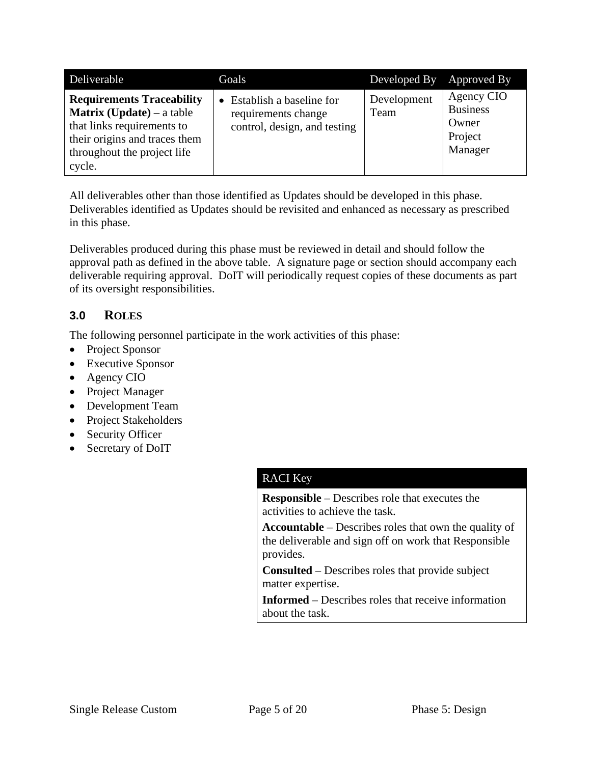| Deliverable | Goals | Developed By | Approved By |
|---|---|---|---|
| **Requirements Traceability Matrix (Update)** – a table that links requirements to their origins and traces them throughout the project life cycle. | • Establish a baseline for requirements change control, design, and testing | Development Team | Agency CIO<br>Business Owner<br>Project Manager |

All deliverables other than those identified as Updates should be developed in this phase. Deliverables identified as Updates should be revisited and enhanced as necessary as prescribed in this phase.

Deliverables produced during this phase must be reviewed in detail and should follow the approval path as defined in the above table. A signature page or section should accompany each deliverable requiring approval. DoIT will periodically request copies of these documents as part of its oversight responsibilities.

## 3.0 Roles

The following personnel participate in the work activities of this phase:

- Project Sponsor
- Executive Sponsor
- Agency CIO
- Project Manager
- Development Team
- Project Stakeholders
- Security Officer
- Secretary of DoIT

| RACI Key |
|---|
| **Responsible** – Describes role that executes the activities to achieve the task. |
| **Accountable** – Describes roles that own the quality of the deliverable and sign off on work that Responsible provides. |
| **Consulted** – Describes roles that provide subject matter expertise. |
| **Informed** – Describes roles that receive information about the task. |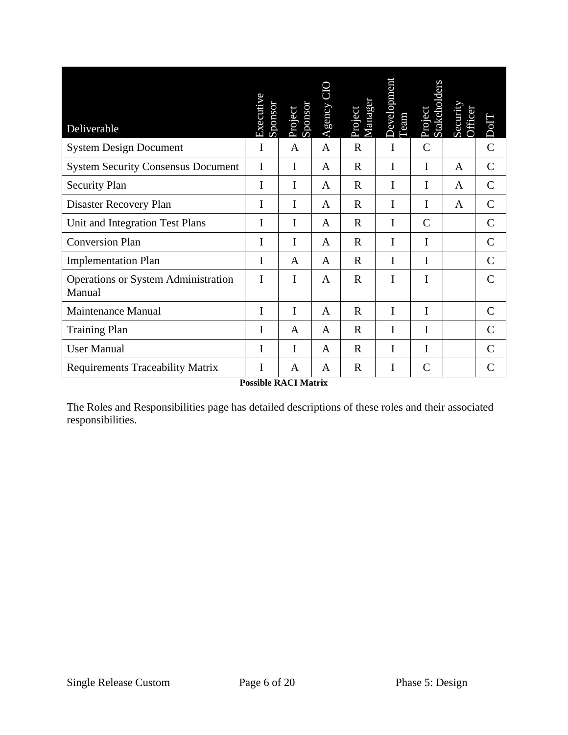| Deliverable | Executive Sponsor | Project Sponsor | Agency CIO | Project Manager | Development Team | Project Stakeholders | Security Officer | DoIT |
|---|---|---|---|---|---|---|---|---|
| System Design Document | I | A | A | R | I | C | | C |
| System Security Consensus Document | I | I | A | R | I | I | A | C |
| Security Plan | I | I | A | R | I | I | A | C |
| Disaster Recovery Plan | I | I | A | R | I | I | A | C |
| Unit and Integration Test Plans | I | I | A | R | I | C | | C |
| Conversion Plan | I | I | A | R | I | I | | C |
| Implementation Plan | I | A | A | R | I | I | | C |
| Operations or System Administration Manual | I | I | A | R | I | I | | C |
| Maintenance Manual | I | I | A | R | I | I | | C |
| Training Plan | I | A | A | R | I | I | | C |
| User Manual | I | I | A | R | I | I | | C |
| Requirements Traceability Matrix | I | A | A | R | I | C | | C |

**Possible RACI Matrix**

The Roles and Responsibilities page has detailed descriptions of these roles and their associated responsibilities.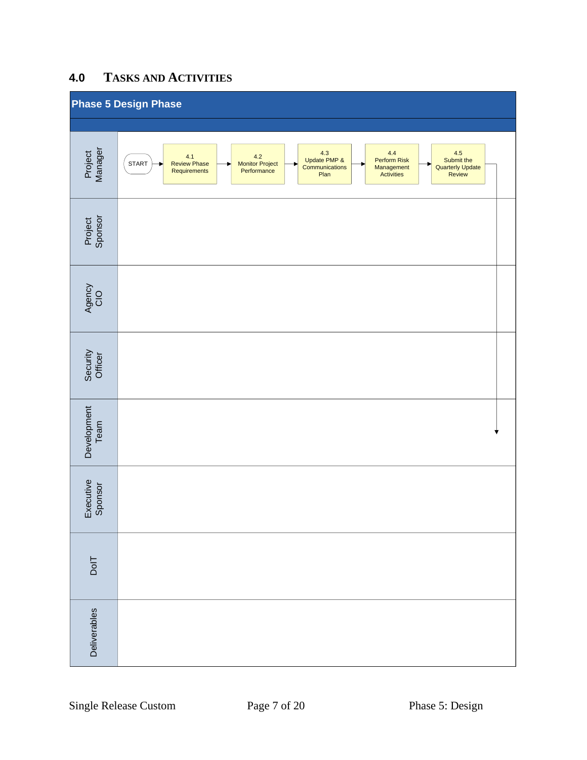## 4.0 TASKS AND ACTIVITIES

**Phase 5 Design Phase**

| Role | Activities |
|---|---|
| Project Manager | START → 4.1 Review Phase Requirements → 4.2 Monitor Project Performance → 4.3 Update PMP & Communications Plan → 4.4 Perform Risk Management Activities → 4.5 Submit the Quarterly Update Review |
| Project Sponsor | |
| Agency CIO | |
| Security Officer | |
| Development Team | |
| Executive Sponsor | |
| DoIT | |
| Deliverables | |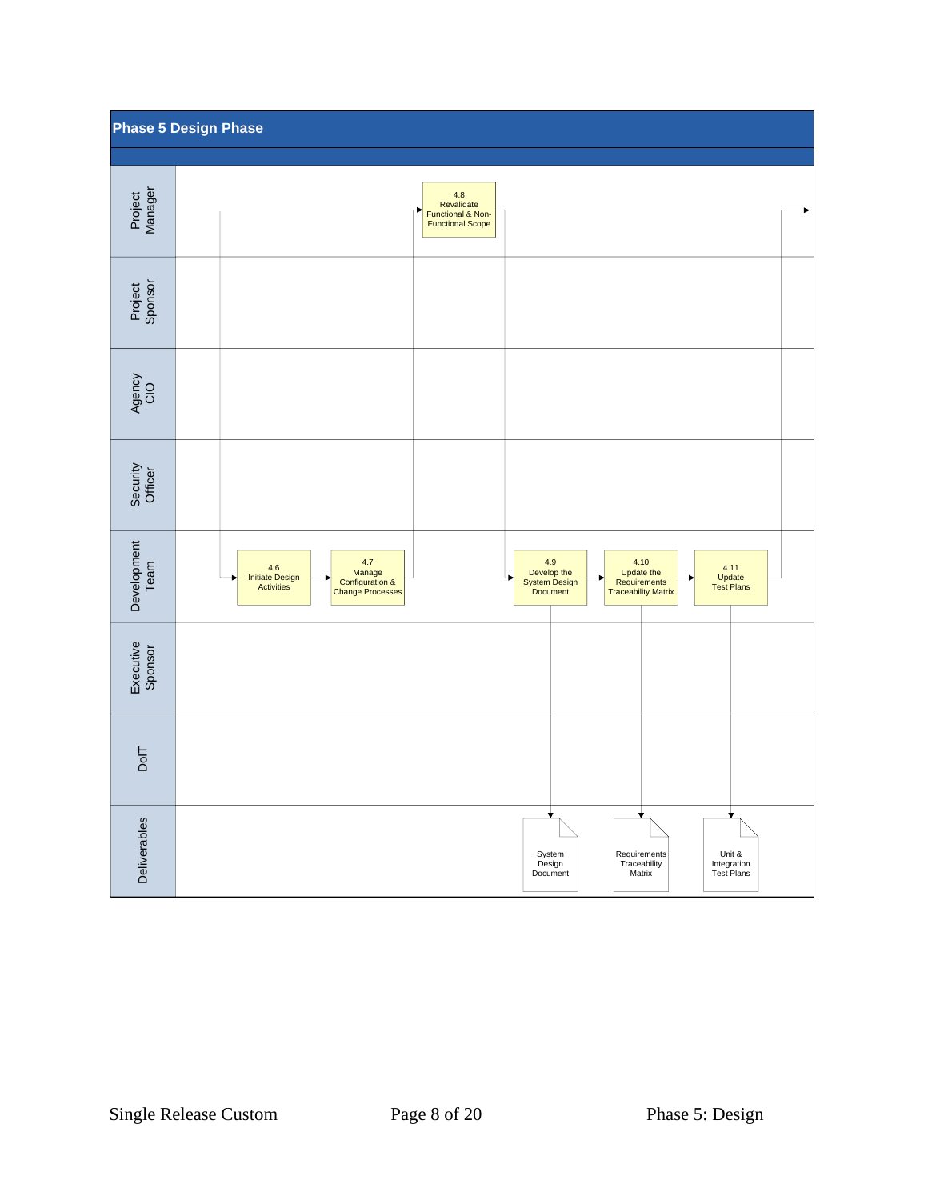## Phase 5 Design Phase

| Lane | Activities |
|---|---|
| Project Manager | 4.8 Revalidate Functional & Non-Functional Scope |
| Project Sponsor | |
| Agency CIO | |
| Security Officer | |
| Development Team | 4.6 Initiate Design Activities → 4.7 Manage Configuration & Change Processes → 4.9 Develop the System Design Document → 4.10 Update the Requirements Traceability Matrix → 4.11 Update Test Plans |
| Executive Sponsor | |
| DoIT | |
| Deliverables | System Design Document; Requirements Traceability Matrix; Unit & Integration Test Plans |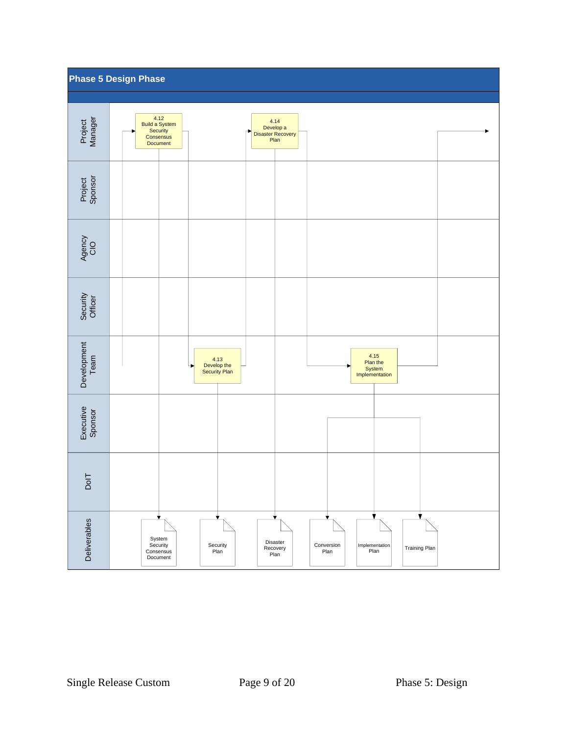# Phase 5 Design Phase

| Swimlane | Activities |
|---|---|
| Project Manager | 4.12 Build a System Security Consensus Document; 4.14 Develop a Disaster Recovery Plan |
| Project Sponsor | |
| Agency CIO | |
| Security Officer | |
| Development Team | 4.13 Develop the Security Plan; 4.15 Plan the System Implementation |
| Executive Sponsor | |
| DoIT | |
| Deliverables | System Security Consensus Document; Security Plan; Disaster Recovery Plan; Conversion Plan; Implementation Plan; Training Plan |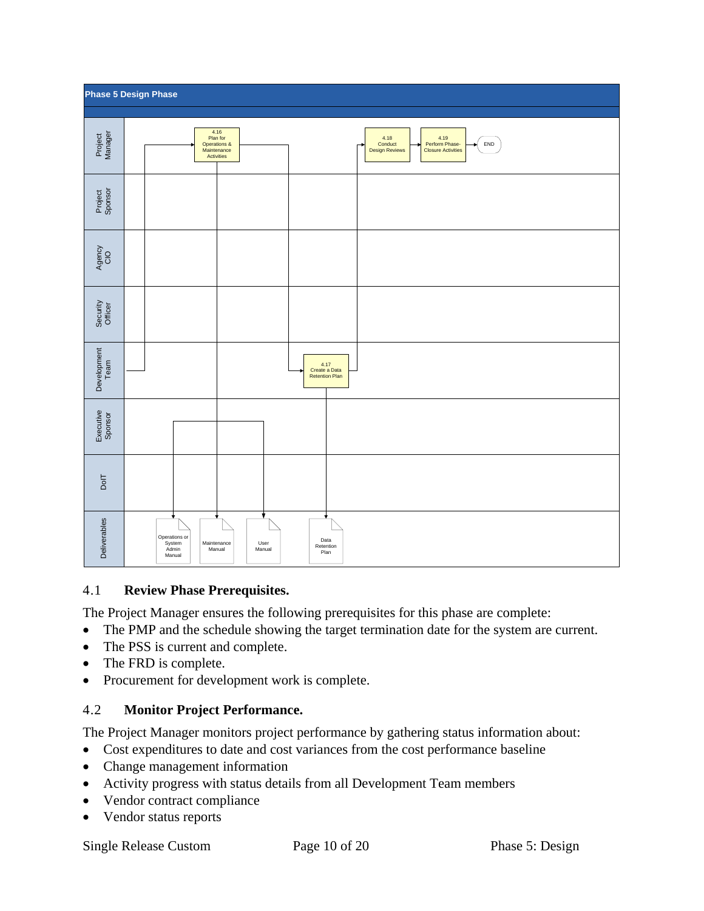**Phase 5 Design Phase**

| Lane | Activities |
| --- | --- |
| Project Manager | 4.16 Plan for Operations & Maintenance Activities; 4.18 Conduct Design Reviews; 4.19 Perform Phase-Closure Activities; END |
| Project Sponsor | |
| Agency CIO | |
| Security Officer | |
| Development Team | 4.17 Create a Data Retention Plan |
| Executive Sponsor | |
| DoIT | |
| Deliverables | Operations or System Admin Manual; Maintenance Manual; User Manual; Data Retention Plan |

## 4.1 Review Phase Prerequisites.

The Project Manager ensures the following prerequisites for this phase are complete:

- The PMP and the schedule showing the target termination date for the system are current.
- The PSS is current and complete.
- The FRD is complete.
- Procurement for development work is complete.

## 4.2 Monitor Project Performance.

The Project Manager monitors project performance by gathering status information about:

- Cost expenditures to date and cost variances from the cost performance baseline
- Change management information
- Activity progress with status details from all Development Team members
- Vendor contract compliance
- Vendor status reports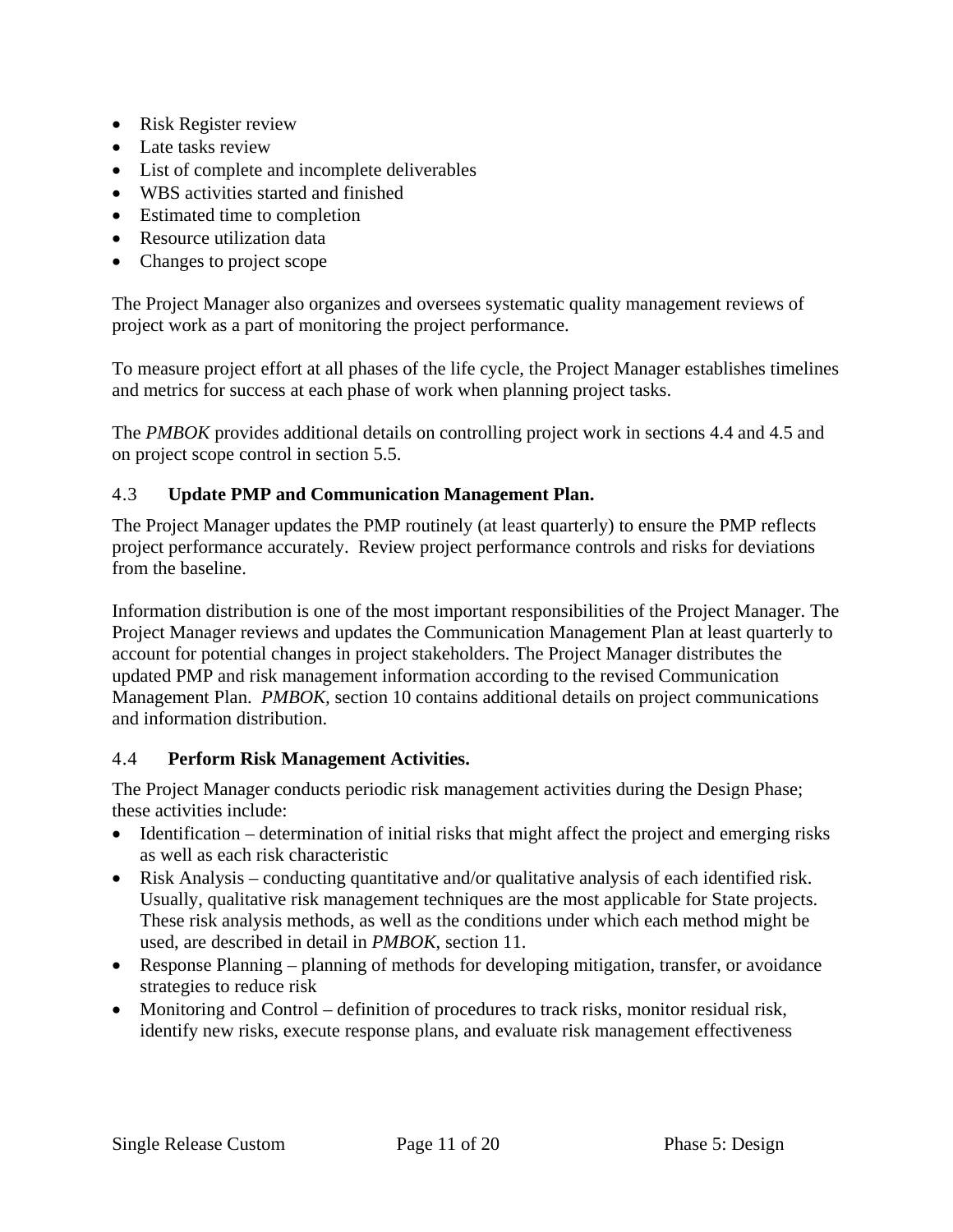- Risk Register review
- Late tasks review
- List of complete and incomplete deliverables
- WBS activities started and finished
- Estimated time to completion
- Resource utilization data
- Changes to project scope

The Project Manager also organizes and oversees systematic quality management reviews of project work as a part of monitoring the project performance.

To measure project effort at all phases of the life cycle, the Project Manager establishes timelines and metrics for success at each phase of work when planning project tasks.

The *PMBOK* provides additional details on controlling project work in sections 4.4 and 4.5 and on project scope control in section 5.5.

## 4.3 **Update PMP and Communication Management Plan.**

The Project Manager updates the PMP routinely (at least quarterly) to ensure the PMP reflects project performance accurately. Review project performance controls and risks for deviations from the baseline.

Information distribution is one of the most important responsibilities of the Project Manager. The Project Manager reviews and updates the Communication Management Plan at least quarterly to account for potential changes in project stakeholders. The Project Manager distributes the updated PMP and risk management information according to the revised Communication Management Plan. *PMBOK,* section 10 contains additional details on project communications and information distribution.

## 4.4 **Perform Risk Management Activities.**

The Project Manager conducts periodic risk management activities during the Design Phase; these activities include:

- Identification – determination of initial risks that might affect the project and emerging risks as well as each risk characteristic
- Risk Analysis – conducting quantitative and/or qualitative analysis of each identified risk. Usually, qualitative risk management techniques are the most applicable for State projects. These risk analysis methods, as well as the conditions under which each method might be used, are described in detail in *PMBOK*, section 11.
- Response Planning – planning of methods for developing mitigation, transfer, or avoidance strategies to reduce risk
- Monitoring and Control – definition of procedures to track risks, monitor residual risk, identify new risks, execute response plans, and evaluate risk management effectiveness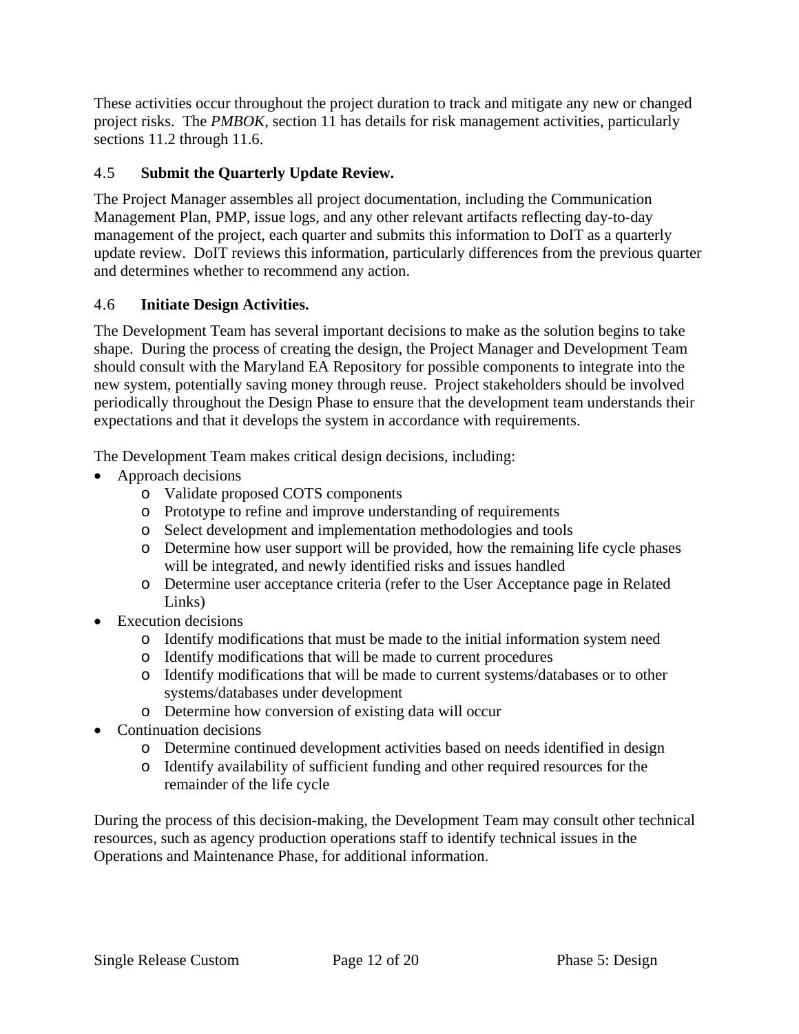These activities occur throughout the project duration to track and mitigate any new or changed project risks. The *PMBOK*, section 11 has details for risk management activities, particularly sections 11.2 through 11.6.

### 4.5 **Submit the Quarterly Update Review.**

The Project Manager assembles all project documentation, including the Communication Management Plan, PMP, issue logs, and any other relevant artifacts reflecting day-to-day management of the project, each quarter and submits this information to DoIT as a quarterly update review. DoIT reviews this information, particularly differences from the previous quarter and determines whether to recommend any action.

### 4.6 **Initiate Design Activities.**

The Development Team has several important decisions to make as the solution begins to take shape. During the process of creating the design, the Project Manager and Development Team should consult with the Maryland EA Repository for possible components to integrate into the new system, potentially saving money through reuse. Project stakeholders should be involved periodically throughout the Design Phase to ensure that the development team understands their expectations and that it develops the system in accordance with requirements.

The Development Team makes critical design decisions, including:

- Approach decisions
  - Validate proposed COTS components
  - Prototype to refine and improve understanding of requirements
  - Select development and implementation methodologies and tools
  - Determine how user support will be provided, how the remaining life cycle phases will be integrated, and newly identified risks and issues handled
  - Determine user acceptance criteria (refer to the User Acceptance page in Related Links)
- Execution decisions
  - Identify modifications that must be made to the initial information system need
  - Identify modifications that will be made to current procedures
  - Identify modifications that will be made to current systems/databases or to other systems/databases under development
  - Determine how conversion of existing data will occur
- Continuation decisions
  - Determine continued development activities based on needs identified in design
  - Identify availability of sufficient funding and other required resources for the remainder of the life cycle

During the process of this decision-making, the Development Team may consult other technical resources, such as agency production operations staff to identify technical issues in the Operations and Maintenance Phase, for additional information.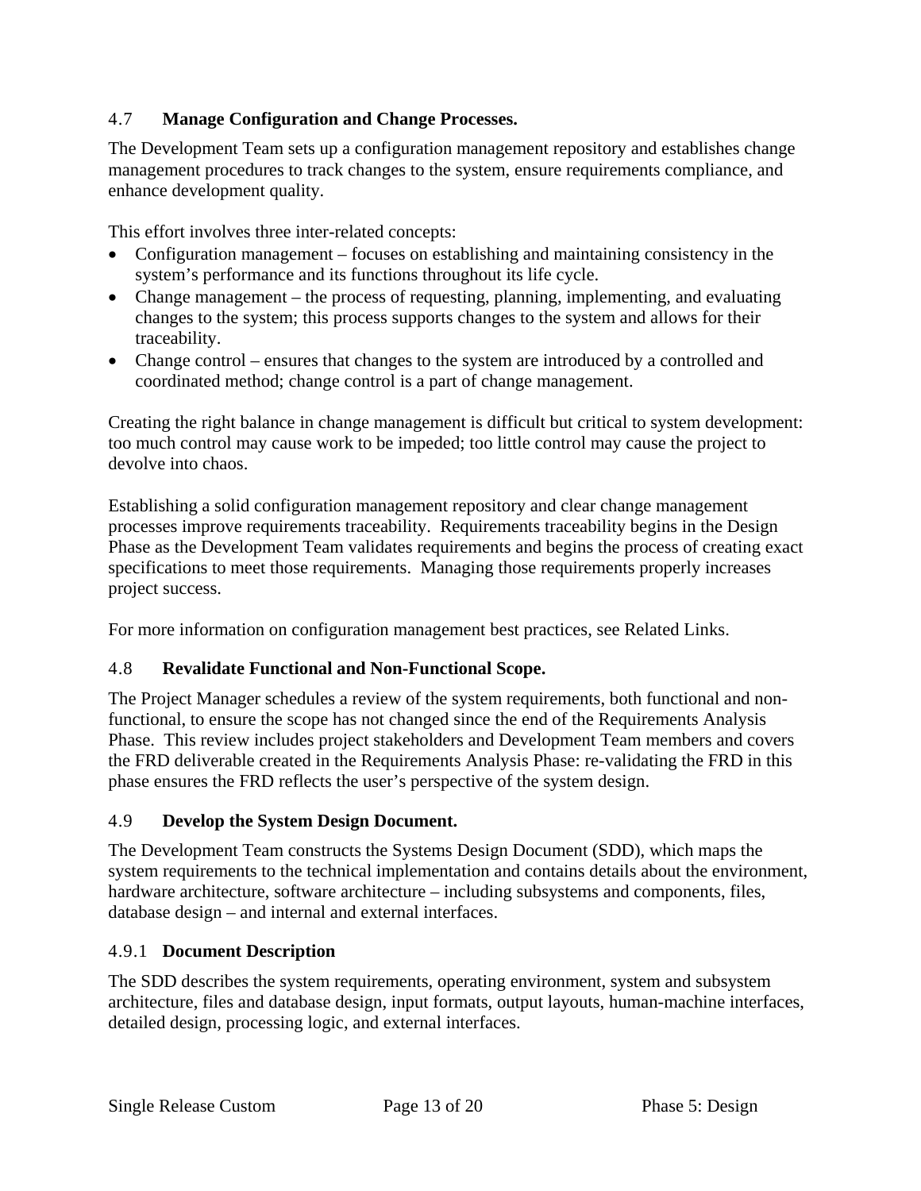### 4.7 Manage Configuration and Change Processes.

The Development Team sets up a configuration management repository and establishes change management procedures to track changes to the system, ensure requirements compliance, and enhance development quality.

This effort involves three inter-related concepts:

- Configuration management – focuses on establishing and maintaining consistency in the system's performance and its functions throughout its life cycle.
- Change management – the process of requesting, planning, implementing, and evaluating changes to the system; this process supports changes to the system and allows for their traceability.
- Change control – ensures that changes to the system are introduced by a controlled and coordinated method; change control is a part of change management.

Creating the right balance in change management is difficult but critical to system development: too much control may cause work to be impeded; too little control may cause the project to devolve into chaos.

Establishing a solid configuration management repository and clear change management processes improve requirements traceability. Requirements traceability begins in the Design Phase as the Development Team validates requirements and begins the process of creating exact specifications to meet those requirements. Managing those requirements properly increases project success.

For more information on configuration management best practices, see Related Links.

### 4.8 Revalidate Functional and Non-Functional Scope.

The Project Manager schedules a review of the system requirements, both functional and non-functional, to ensure the scope has not changed since the end of the Requirements Analysis Phase. This review includes project stakeholders and Development Team members and covers the FRD deliverable created in the Requirements Analysis Phase: re-validating the FRD in this phase ensures the FRD reflects the user's perspective of the system design.

### 4.9 Develop the System Design Document.

The Development Team constructs the Systems Design Document (SDD), which maps the system requirements to the technical implementation and contains details about the environment, hardware architecture, software architecture – including subsystems and components, files, database design – and internal and external interfaces.

#### 4.9.1 Document Description

The SDD describes the system requirements, operating environment, system and subsystem architecture, files and database design, input formats, output layouts, human-machine interfaces, detailed design, processing logic, and external interfaces.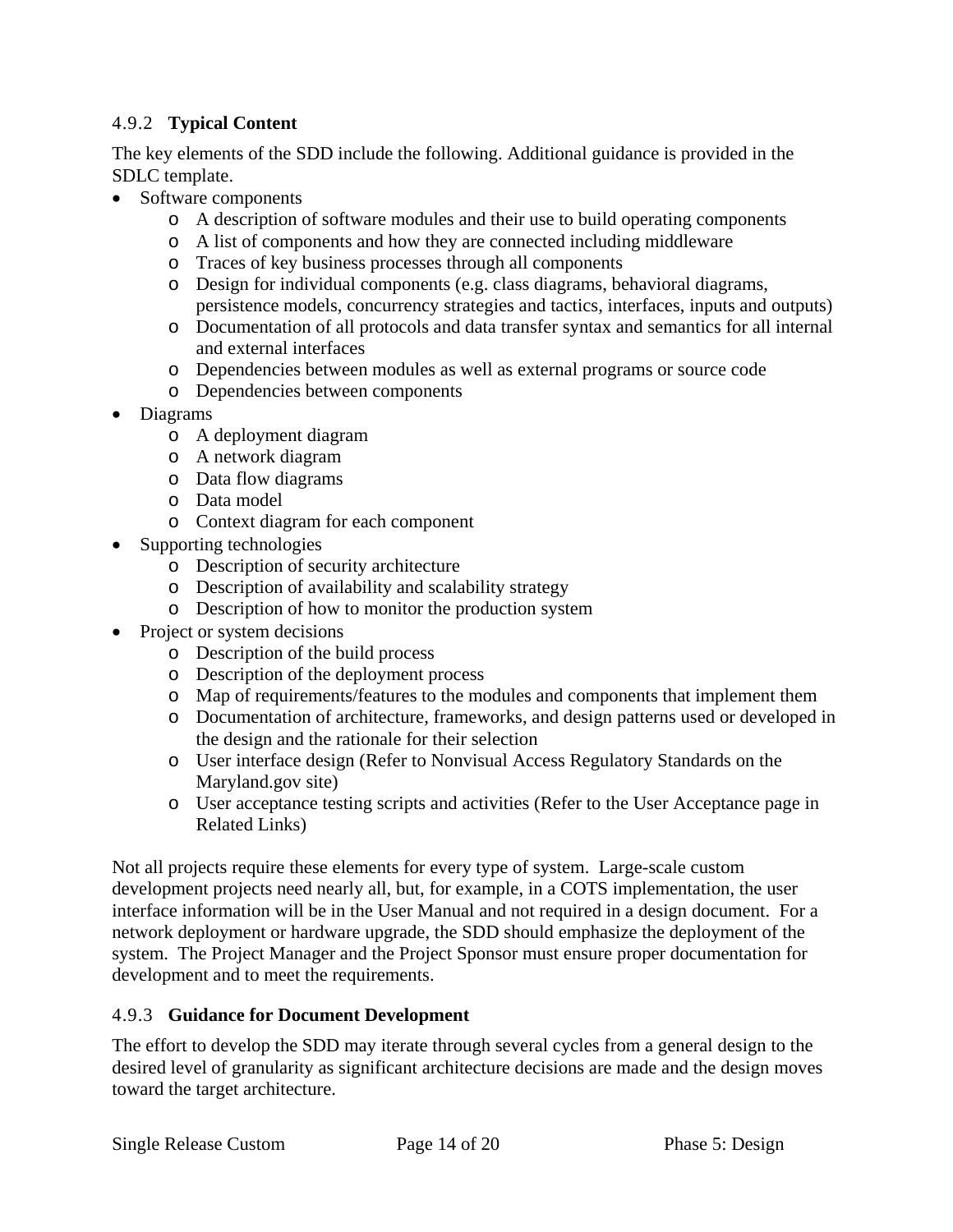### 4.9.2 **Typical Content**

The key elements of the SDD include the following. Additional guidance is provided in the SDLC template.

- Software components
    - A description of software modules and their use to build operating components
    - A list of components and how they are connected including middleware
    - Traces of key business processes through all components
    - Design for individual components (e.g. class diagrams, behavioral diagrams, persistence models, concurrency strategies and tactics, interfaces, inputs and outputs)
    - Documentation of all protocols and data transfer syntax and semantics for all internal and external interfaces
    - Dependencies between modules as well as external programs or source code
    - Dependencies between components
- Diagrams
    - A deployment diagram
    - A network diagram
    - Data flow diagrams
    - Data model
    - Context diagram for each component
- Supporting technologies
    - Description of security architecture
    - Description of availability and scalability strategy
    - Description of how to monitor the production system
- Project or system decisions
    - Description of the build process
    - Description of the deployment process
    - Map of requirements/features to the modules and components that implement them
    - Documentation of architecture, frameworks, and design patterns used or developed in the design and the rationale for their selection
    - User interface design (Refer to Nonvisual Access Regulatory Standards on the Maryland.gov site)
    - User acceptance testing scripts and activities (Refer to the User Acceptance page in Related Links)

Not all projects require these elements for every type of system. Large-scale custom development projects need nearly all, but, for example, in a COTS implementation, the user interface information will be in the User Manual and not required in a design document. For a network deployment or hardware upgrade, the SDD should emphasize the deployment of the system. The Project Manager and the Project Sponsor must ensure proper documentation for development and to meet the requirements.

### 4.9.3 **Guidance for Document Development**

The effort to develop the SDD may iterate through several cycles from a general design to the desired level of granularity as significant architecture decisions are made and the design moves toward the target architecture.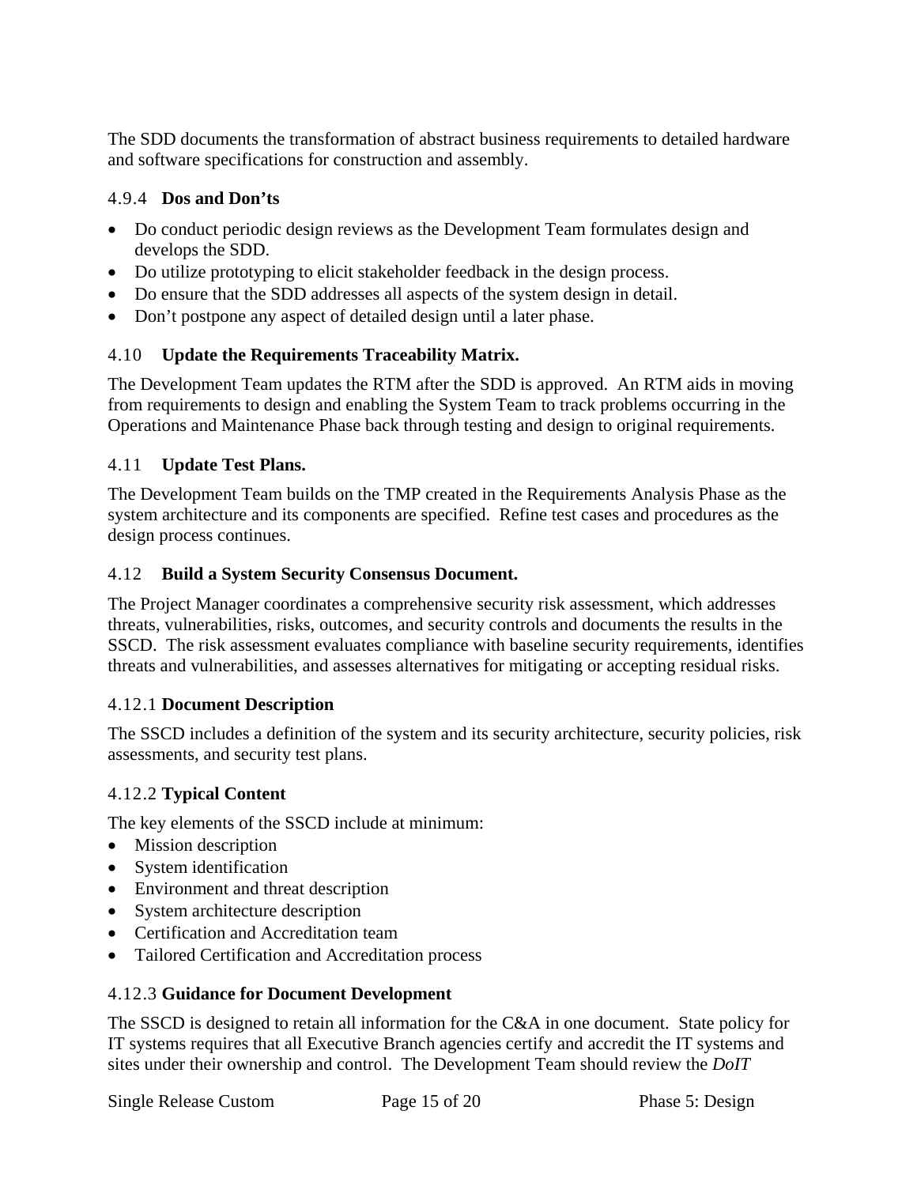The SDD documents the transformation of abstract business requirements to detailed hardware and software specifications for construction and assembly.

### 4.9.4 Dos and Don'ts

- Do conduct periodic design reviews as the Development Team formulates design and develops the SDD.
- Do utilize prototyping to elicit stakeholder feedback in the design process.
- Do ensure that the SDD addresses all aspects of the system design in detail.
- Don't postpone any aspect of detailed design until a later phase.

## 4.10 Update the Requirements Traceability Matrix.

The Development Team updates the RTM after the SDD is approved. An RTM aids in moving from requirements to design and enabling the System Team to track problems occurring in the Operations and Maintenance Phase back through testing and design to original requirements.

## 4.11 Update Test Plans.

The Development Team builds on the TMP created in the Requirements Analysis Phase as the system architecture and its components are specified. Refine test cases and procedures as the design process continues.

## 4.12 Build a System Security Consensus Document.

The Project Manager coordinates a comprehensive security risk assessment, which addresses threats, vulnerabilities, risks, outcomes, and security controls and documents the results in the SSCD. The risk assessment evaluates compliance with baseline security requirements, identifies threats and vulnerabilities, and assesses alternatives for mitigating or accepting residual risks.

### 4.12.1 Document Description

The SSCD includes a definition of the system and its security architecture, security policies, risk assessments, and security test plans.

### 4.12.2 Typical Content

The key elements of the SSCD include at minimum:

- Mission description
- System identification
- Environment and threat description
- System architecture description
- Certification and Accreditation team
- Tailored Certification and Accreditation process

### 4.12.3 Guidance for Document Development

The SSCD is designed to retain all information for the C&A in one document. State policy for IT systems requires that all Executive Branch agencies certify and accredit the IT systems and sites under their ownership and control. The Development Team should review the *DoIT*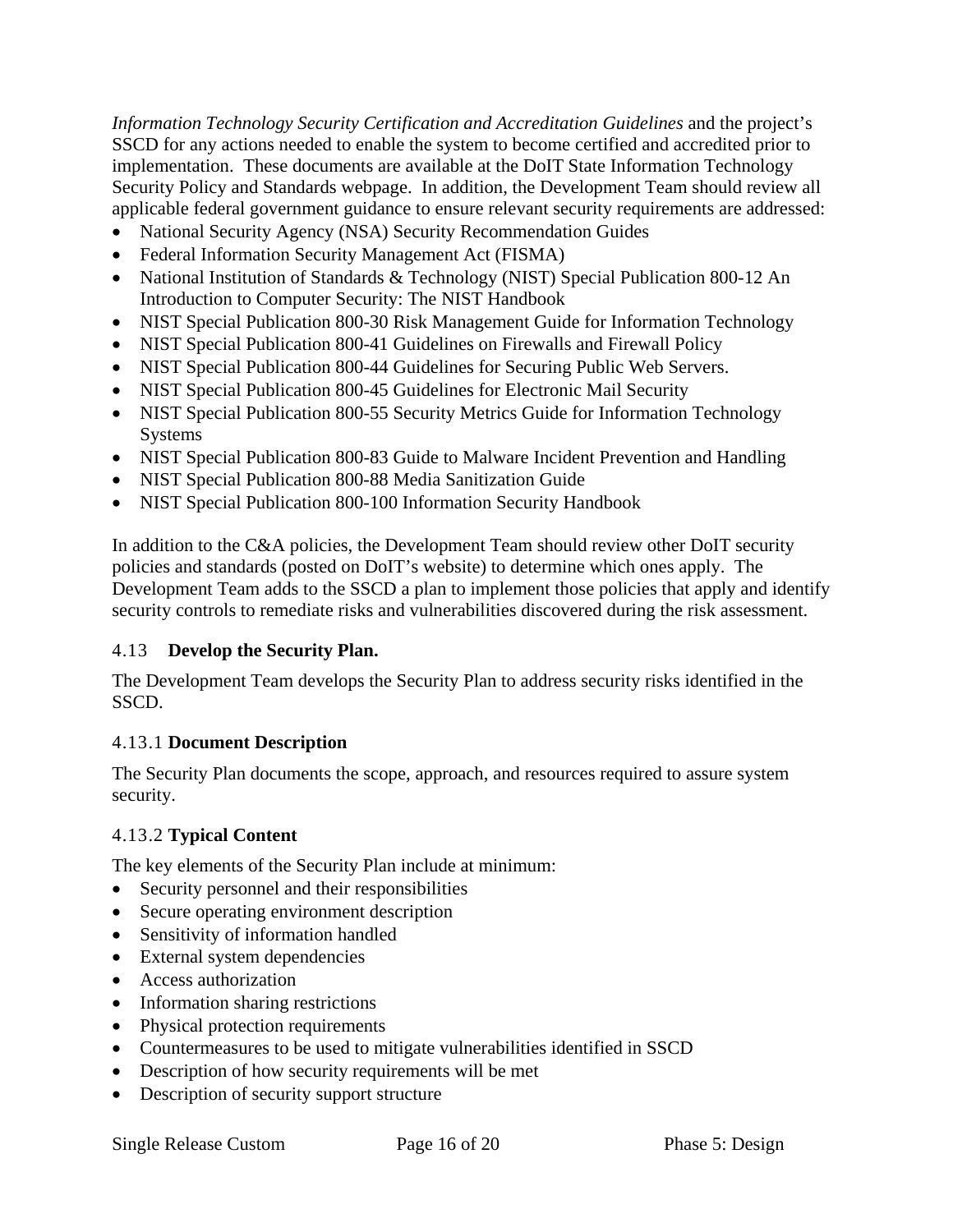*Information Technology Security Certification and Accreditation Guidelines* and the project's SSCD for any actions needed to enable the system to become certified and accredited prior to implementation. These documents are available at the DoIT State Information Technology Security Policy and Standards webpage. In addition, the Development Team should review all applicable federal government guidance to ensure relevant security requirements are addressed:

- National Security Agency (NSA) Security Recommendation Guides
- Federal Information Security Management Act (FISMA)
- National Institution of Standards & Technology (NIST) Special Publication 800-12 An Introduction to Computer Security: The NIST Handbook
- NIST Special Publication 800-30 Risk Management Guide for Information Technology
- NIST Special Publication 800-41 Guidelines on Firewalls and Firewall Policy
- NIST Special Publication 800-44 Guidelines for Securing Public Web Servers.
- NIST Special Publication 800-45 Guidelines for Electronic Mail Security
- NIST Special Publication 800-55 Security Metrics Guide for Information Technology Systems
- NIST Special Publication 800-83 Guide to Malware Incident Prevention and Handling
- NIST Special Publication 800-88 Media Sanitization Guide
- NIST Special Publication 800-100 Information Security Handbook

In addition to the C&A policies, the Development Team should review other DoIT security policies and standards (posted on DoIT's website) to determine which ones apply. The Development Team adds to the SSCD a plan to implement those policies that apply and identify security controls to remediate risks and vulnerabilities discovered during the risk assessment.

## 4.13 **Develop the Security Plan.**

The Development Team develops the Security Plan to address security risks identified in the SSCD.

### 4.13.1 **Document Description**

The Security Plan documents the scope, approach, and resources required to assure system security.

### 4.13.2 **Typical Content**

The key elements of the Security Plan include at minimum:

- Security personnel and their responsibilities
- Secure operating environment description
- Sensitivity of information handled
- External system dependencies
- Access authorization
- Information sharing restrictions
- Physical protection requirements
- Countermeasures to be used to mitigate vulnerabilities identified in SSCD
- Description of how security requirements will be met
- Description of security support structure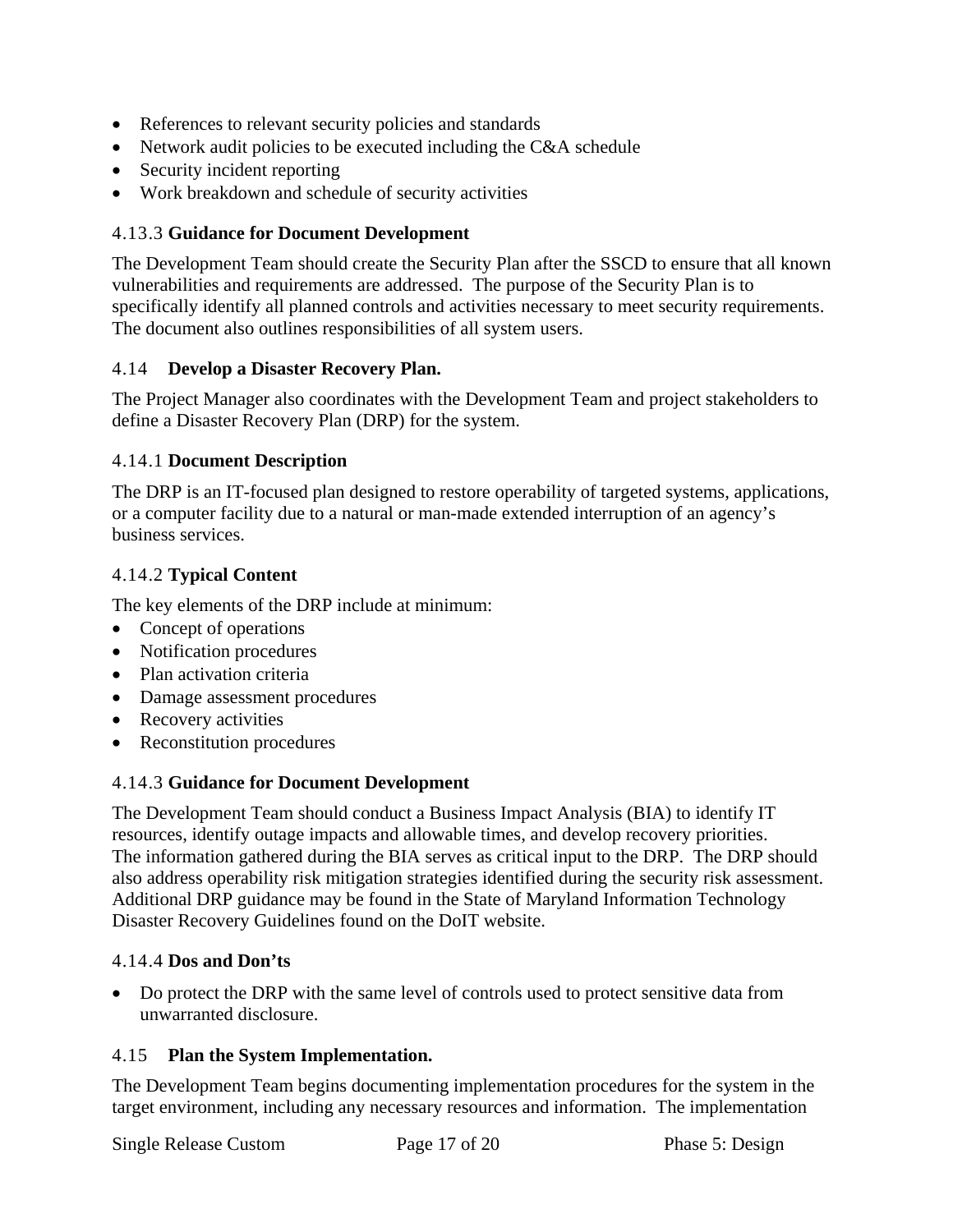- References to relevant security policies and standards
- Network audit policies to be executed including the C&A schedule
- Security incident reporting
- Work breakdown and schedule of security activities

### 4.13.3 **Guidance for Document Development**

The Development Team should create the Security Plan after the SSCD to ensure that all known vulnerabilities and requirements are addressed. The purpose of the Security Plan is to specifically identify all planned controls and activities necessary to meet security requirements. The document also outlines responsibilities of all system users.

## 4.14 **Develop a Disaster Recovery Plan.**

The Project Manager also coordinates with the Development Team and project stakeholders to define a Disaster Recovery Plan (DRP) for the system.

### 4.14.1 **Document Description**

The DRP is an IT-focused plan designed to restore operability of targeted systems, applications, or a computer facility due to a natural or man-made extended interruption of an agency's business services.

### 4.14.2 **Typical Content**

The key elements of the DRP include at minimum:

- Concept of operations
- Notification procedures
- Plan activation criteria
- Damage assessment procedures
- Recovery activities
- Reconstitution procedures

### 4.14.3 **Guidance for Document Development**

The Development Team should conduct a Business Impact Analysis (BIA) to identify IT resources, identify outage impacts and allowable times, and develop recovery priorities. The information gathered during the BIA serves as critical input to the DRP. The DRP should also address operability risk mitigation strategies identified during the security risk assessment. Additional DRP guidance may be found in the State of Maryland Information Technology Disaster Recovery Guidelines found on the DoIT website.

### 4.14.4 **Dos and Don'ts**

- Do protect the DRP with the same level of controls used to protect sensitive data from unwarranted disclosure.

## 4.15 **Plan the System Implementation.**

The Development Team begins documenting implementation procedures for the system in the target environment, including any necessary resources and information. The implementation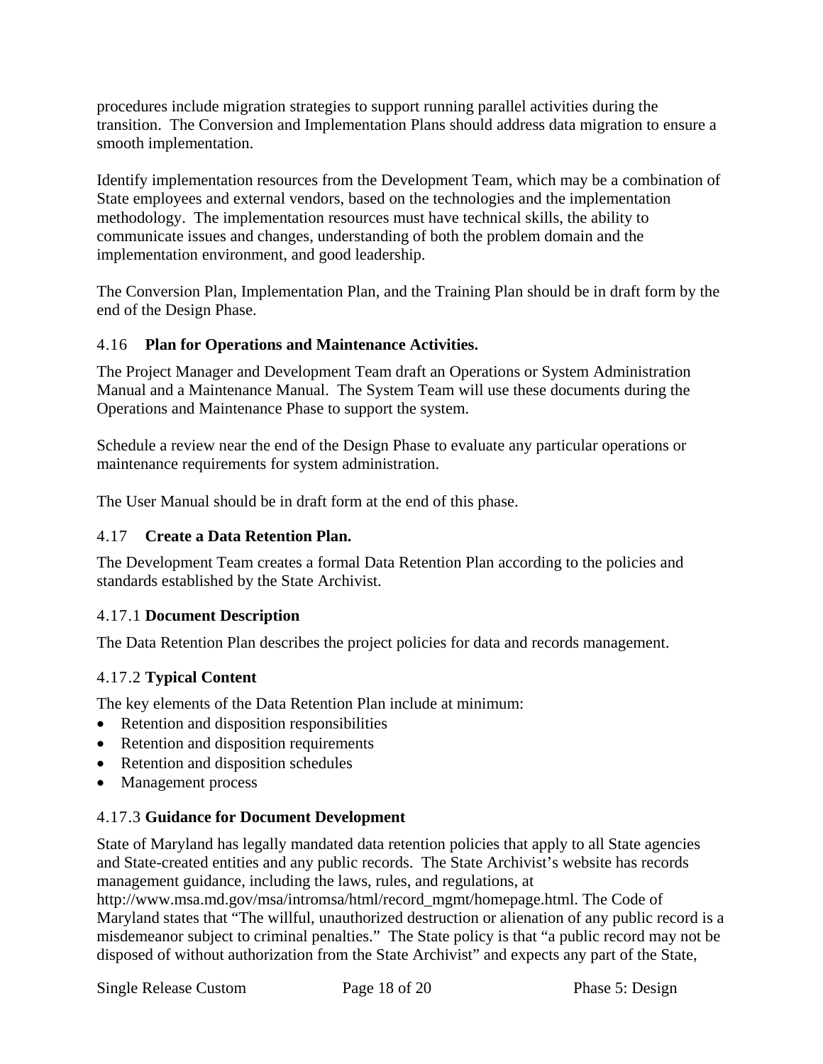procedures include migration strategies to support running parallel activities during the transition. The Conversion and Implementation Plans should address data migration to ensure a smooth implementation.

Identify implementation resources from the Development Team, which may be a combination of State employees and external vendors, based on the technologies and the implementation methodology. The implementation resources must have technical skills, the ability to communicate issues and changes, understanding of both the problem domain and the implementation environment, and good leadership.

The Conversion Plan, Implementation Plan, and the Training Plan should be in draft form by the end of the Design Phase.

### 4.16 **Plan for Operations and Maintenance Activities.**

The Project Manager and Development Team draft an Operations or System Administration Manual and a Maintenance Manual. The System Team will use these documents during the Operations and Maintenance Phase to support the system.

Schedule a review near the end of the Design Phase to evaluate any particular operations or maintenance requirements for system administration.

The User Manual should be in draft form at the end of this phase.

### 4.17 **Create a Data Retention Plan.**

The Development Team creates a formal Data Retention Plan according to the policies and standards established by the State Archivist.

#### 4.17.1 **Document Description**

The Data Retention Plan describes the project policies for data and records management.

#### 4.17.2 **Typical Content**

The key elements of the Data Retention Plan include at minimum:

- Retention and disposition responsibilities
- Retention and disposition requirements
- Retention and disposition schedules
- Management process

#### 4.17.3 **Guidance for Document Development**

State of Maryland has legally mandated data retention policies that apply to all State agencies and State-created entities and any public records. The State Archivist's website has records management guidance, including the laws, rules, and regulations, at http://www.msa.md.gov/msa/intromsa/html/record_mgmt/homepage.html. The Code of Maryland states that "The willful, unauthorized destruction or alienation of any public record is a misdemeanor subject to criminal penalties." The State policy is that "a public record may not be disposed of without authorization from the State Archivist" and expects any part of the State,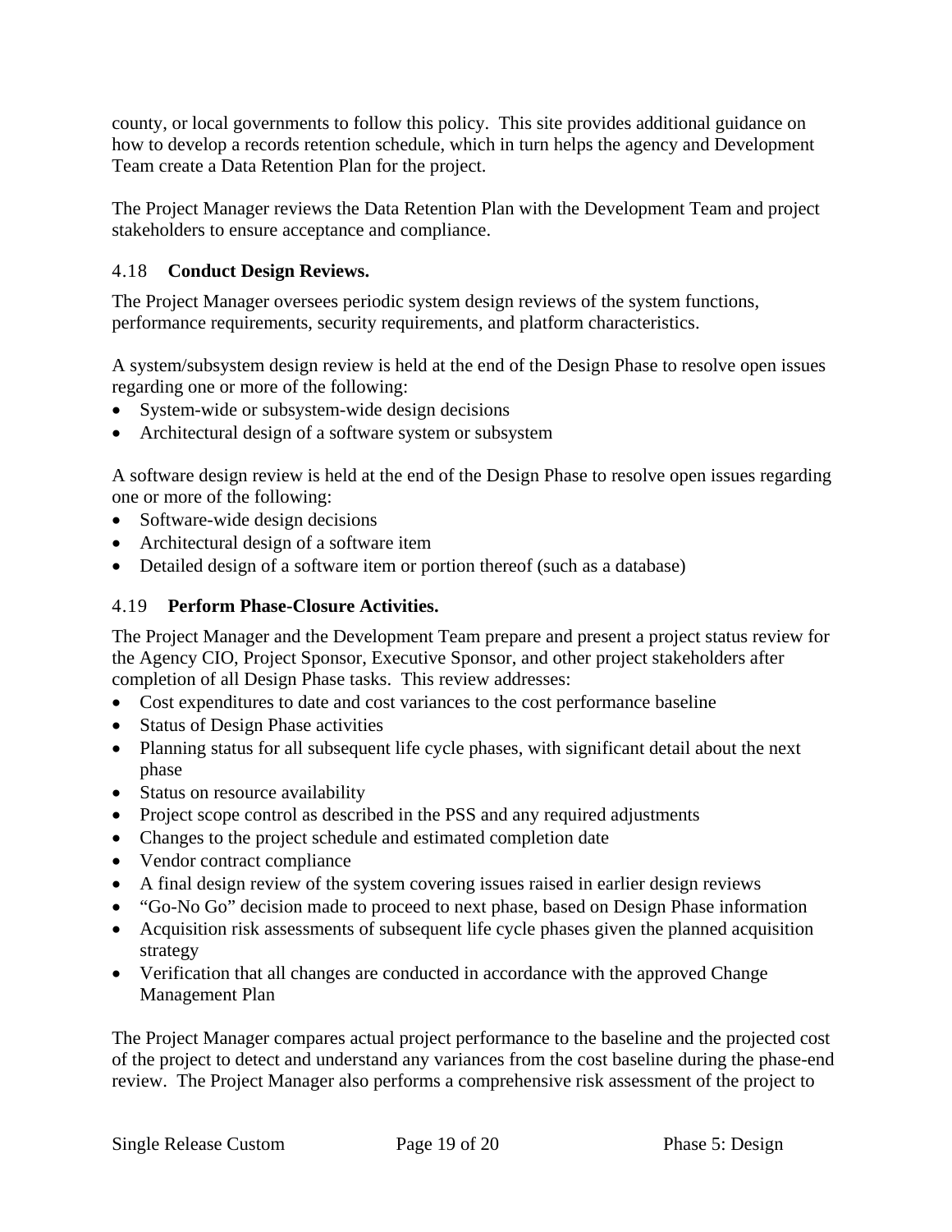county, or local governments to follow this policy.  This site provides additional guidance on how to develop a records retention schedule, which in turn helps the agency and Development Team create a Data Retention Plan for the project.

The Project Manager reviews the Data Retention Plan with the Development Team and project stakeholders to ensure acceptance and compliance.

### 4.18 **Conduct Design Reviews.**

The Project Manager oversees periodic system design reviews of the system functions, performance requirements, security requirements, and platform characteristics.

A system/subsystem design review is held at the end of the Design Phase to resolve open issues regarding one or more of the following:

- System-wide or subsystem-wide design decisions
- Architectural design of a software system or subsystem

A software design review is held at the end of the Design Phase to resolve open issues regarding one or more of the following:

- Software-wide design decisions
- Architectural design of a software item
- Detailed design of a software item or portion thereof (such as a database)

### 4.19 **Perform Phase-Closure Activities.**

The Project Manager and the Development Team prepare and present a project status review for the Agency CIO, Project Sponsor, Executive Sponsor, and other project stakeholders after completion of all Design Phase tasks.  This review addresses:

- Cost expenditures to date and cost variances to the cost performance baseline
- Status of Design Phase activities
- Planning status for all subsequent life cycle phases, with significant detail about the next phase
- Status on resource availability
- Project scope control as described in the PSS and any required adjustments
- Changes to the project schedule and estimated completion date
- Vendor contract compliance
- A final design review of the system covering issues raised in earlier design reviews
- "Go-No Go" decision made to proceed to next phase, based on Design Phase information
- Acquisition risk assessments of subsequent life cycle phases given the planned acquisition strategy
- Verification that all changes are conducted in accordance with the approved Change Management Plan

The Project Manager compares actual project performance to the baseline and the projected cost of the project to detect and understand any variances from the cost baseline during the phase-end review.  The Project Manager also performs a comprehensive risk assessment of the project to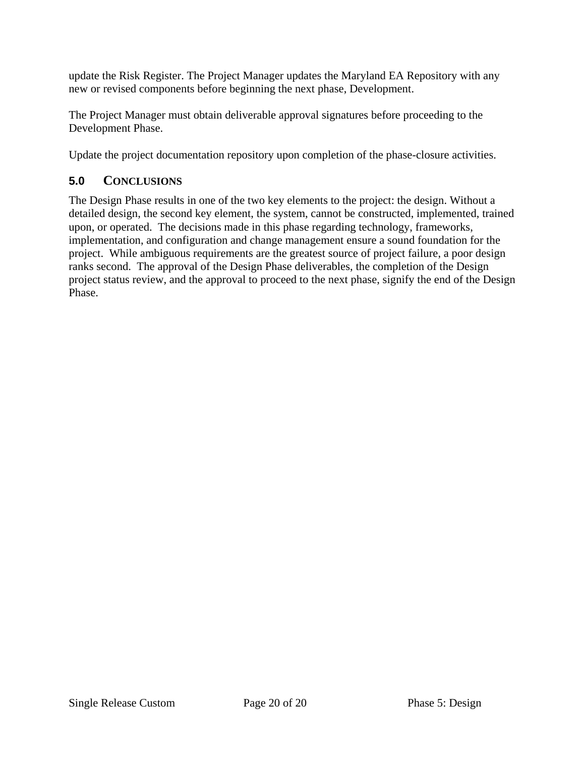update the Risk Register. The Project Manager updates the Maryland EA Repository with any new or revised components before beginning the next phase, Development.

The Project Manager must obtain deliverable approval signatures before proceeding to the Development Phase.

Update the project documentation repository upon completion of the phase-closure activities.

## 5.0 CONCLUSIONS

The Design Phase results in one of the two key elements to the project: the design. Without a detailed design, the second key element, the system, cannot be constructed, implemented, trained upon, or operated. The decisions made in this phase regarding technology, frameworks, implementation, and configuration and change management ensure a sound foundation for the project. While ambiguous requirements are the greatest source of project failure, a poor design ranks second. The approval of the Design Phase deliverables, the completion of the Design project status review, and the approval to proceed to the next phase, signify the end of the Design Phase.